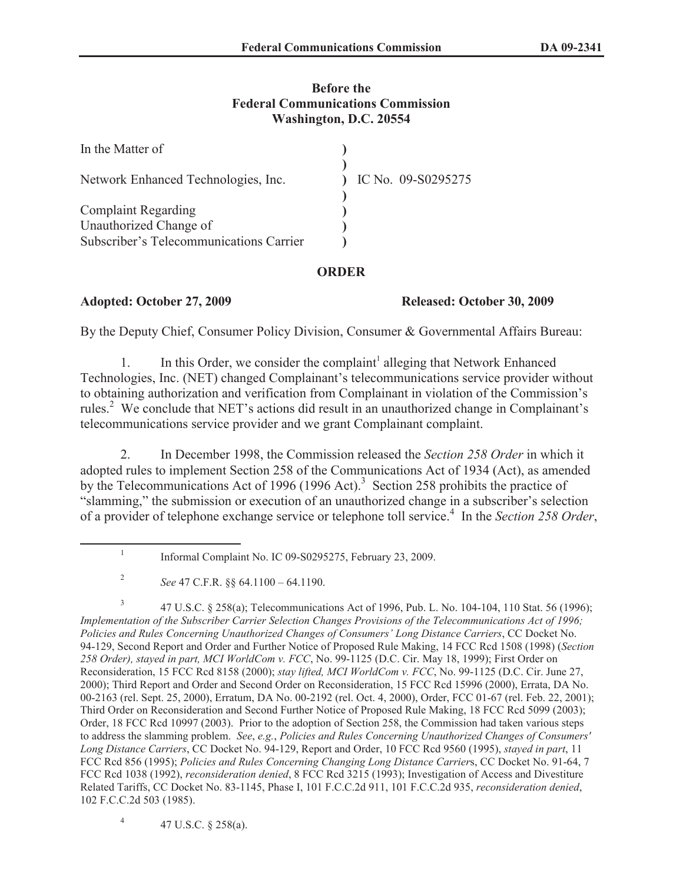**Before the**
**Federal Communications Commission**
**Washington, D.C. 20554**

| | | |
|---|---|---|
| In the Matter of | ) | |
| | ) | |
| Network Enhanced Technologies, Inc. | ) | IC No. 09-S0295275 |
| | ) | |
| Complaint Regarding | ) | |
| Unauthorized Change of | ) | |
| Subscriber's Telecommunications Carrier | ) | |

## ORDER

**Adopted: October 27, 2009** **Released: October 30, 2009**

By the Deputy Chief, Consumer Policy Division, Consumer & Governmental Affairs Bureau:

1. In this Order, we consider the complaint[1] alleging that Network Enhanced Technologies, Inc. (NET) changed Complainant's telecommunications service provider without to obtaining authorization and verification from Complainant in violation of the Commission's rules.[2] We conclude that NET's actions did result in an unauthorized change in Complainant's telecommunications service provider and we grant Complainant complaint.

2. In December 1998, the Commission released the *Section 258 Order* in which it adopted rules to implement Section 258 of the Communications Act of 1934 (Act), as amended by the Telecommunications Act of 1996 (1996 Act).[3] Section 258 prohibits the practice of "slamming," the submission or execution of an unauthorized change in a subscriber's selection of a provider of telephone exchange service or telephone toll service.[4] In the *Section 258 Order*,

---

[1] Informal Complaint No. IC 09-S0295275, February 23, 2009.

[2] *See* 47 C.F.R. §§ 64.1100 – 64.1190.

[3] 47 U.S.C. § 258(a); Telecommunications Act of 1996, Pub. L. No. 104-104, 110 Stat. 56 (1996); *Implementation of the Subscriber Carrier Selection Changes Provisions of the Telecommunications Act of 1996; Policies and Rules Concerning Unauthorized Changes of Consumers' Long Distance Carriers*, CC Docket No. 94-129, Second Report and Order and Further Notice of Proposed Rule Making, 14 FCC Rcd 1508 (1998) (*Section 258 Order), stayed in part, MCI WorldCom v. FCC*, No. 99-1125 (D.C. Cir. May 18, 1999); First Order on Reconsideration, 15 FCC Rcd 8158 (2000); *stay lifted, MCI WorldCom v. FCC*, No. 99-1125 (D.C. Cir. June 27, 2000); Third Report and Order and Second Order on Reconsideration, 15 FCC Rcd 15996 (2000), Errata, DA No. 00-2163 (rel. Sept. 25, 2000), Erratum, DA No. 00-2192 (rel. Oct. 4, 2000), Order, FCC 01-67 (rel. Feb. 22, 2001); Third Order on Reconsideration and Second Further Notice of Proposed Rule Making, 18 FCC Rcd 5099 (2003); Order, 18 FCC Rcd 10997 (2003). Prior to the adoption of Section 258, the Commission had taken various steps to address the slamming problem. *See*, *e.g.*, *Policies and Rules Concerning Unauthorized Changes of Consumers' Long Distance Carriers*, CC Docket No. 94-129, Report and Order, 10 FCC Rcd 9560 (1995), *stayed in part*, 11 FCC Rcd 856 (1995); *Policies and Rules Concerning Changing Long Distance Carrier*s, CC Docket No. 91-64, 7 FCC Rcd 1038 (1992), *reconsideration denied*, 8 FCC Rcd 3215 (1993); Investigation of Access and Divestiture Related Tariffs, CC Docket No. 83-1145, Phase I, 101 F.C.C.2d 911, 101 F.C.C.2d 935, *reconsideration denied*, 102 F.C.C.2d 503 (1985).

[4] 47 U.S.C. § 258(a).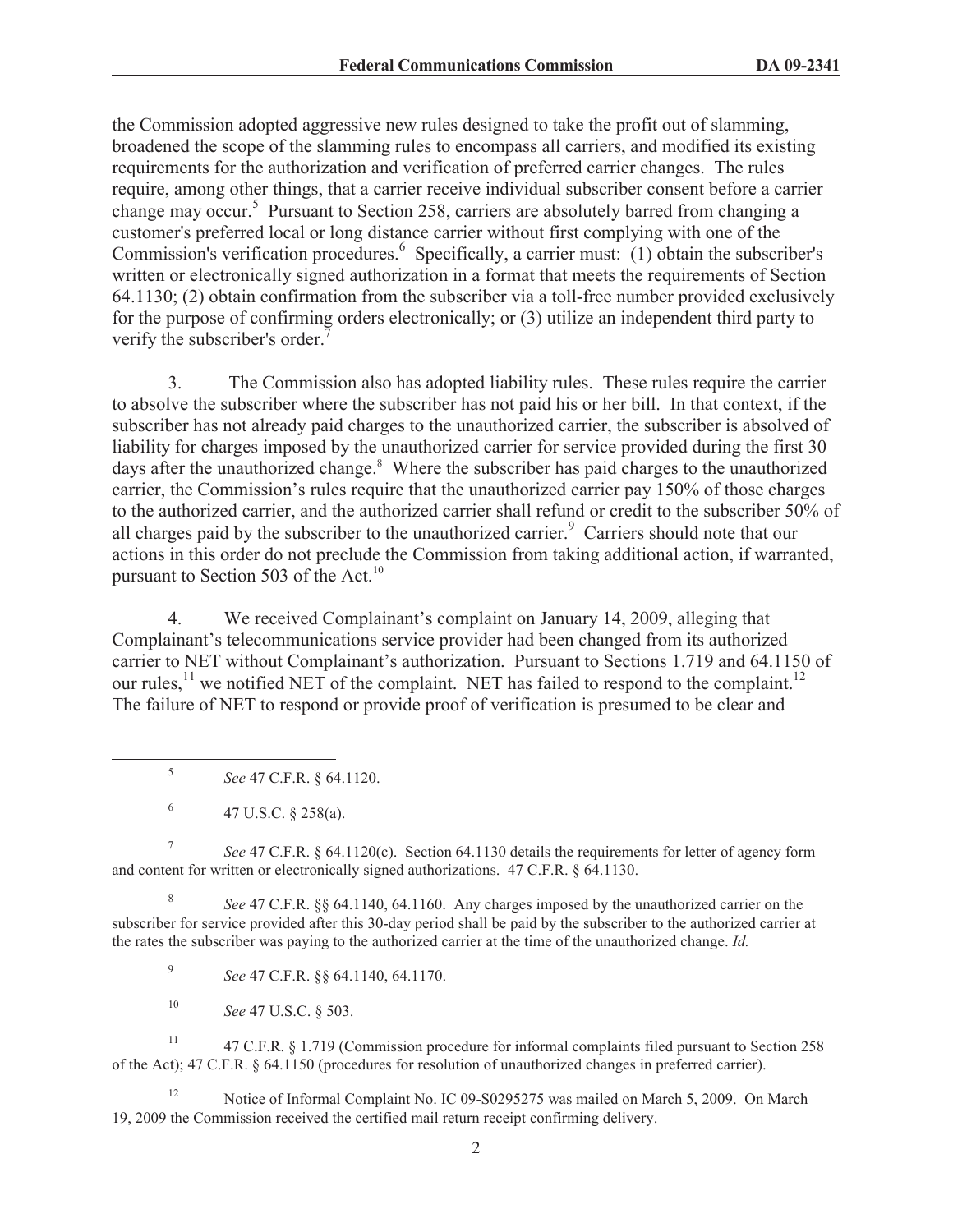the Commission adopted aggressive new rules designed to take the profit out of slamming, broadened the scope of the slamming rules to encompass all carriers, and modified its existing requirements for the authorization and verification of preferred carrier changes. The rules require, among other things, that a carrier receive individual subscriber consent before a carrier change may occur.[5] Pursuant to Section 258, carriers are absolutely barred from changing a customer's preferred local or long distance carrier without first complying with one of the Commission's verification procedures.[6] Specifically, a carrier must: (1) obtain the subscriber's written or electronically signed authorization in a format that meets the requirements of Section 64.1130; (2) obtain confirmation from the subscriber via a toll-free number provided exclusively for the purpose of confirming orders electronically; or (3) utilize an independent third party to verify the subscriber's order.[7]

3. The Commission also has adopted liability rules. These rules require the carrier to absolve the subscriber where the subscriber has not paid his or her bill. In that context, if the subscriber has not already paid charges to the unauthorized carrier, the subscriber is absolved of liability for charges imposed by the unauthorized carrier for service provided during the first 30 days after the unauthorized change.[8] Where the subscriber has paid charges to the unauthorized carrier, the Commission's rules require that the unauthorized carrier pay 150% of those charges to the authorized carrier, and the authorized carrier shall refund or credit to the subscriber 50% of all charges paid by the subscriber to the unauthorized carrier.[9] Carriers should note that our actions in this order do not preclude the Commission from taking additional action, if warranted, pursuant to Section 503 of the Act.[10]

4. We received Complainant's complaint on January 14, 2009, alleging that Complainant's telecommunications service provider had been changed from its authorized carrier to NET without Complainant's authorization. Pursuant to Sections 1.719 and 64.1150 of our rules,[11] we notified NET of the complaint. NET has failed to respond to the complaint.[12] The failure of NET to respond or provide proof of verification is presumed to be clear and

---

[5] *See* 47 C.F.R. § 64.1120.

[6] 47 U.S.C. § 258(a).

[7] *See* 47 C.F.R. § 64.1120(c). Section 64.1130 details the requirements for letter of agency form and content for written or electronically signed authorizations. 47 C.F.R. § 64.1130.

[8] *See* 47 C.F.R. §§ 64.1140, 64.1160. Any charges imposed by the unauthorized carrier on the subscriber for service provided after this 30-day period shall be paid by the subscriber to the authorized carrier at the rates the subscriber was paying to the authorized carrier at the time of the unauthorized change. *Id.*

[9] *See* 47 C.F.R. §§ 64.1140, 64.1170.

[10] *See* 47 U.S.C. § 503.

[11] 47 C.F.R. § 1.719 (Commission procedure for informal complaints filed pursuant to Section 258 of the Act); 47 C.F.R. § 64.1150 (procedures for resolution of unauthorized changes in preferred carrier).

[12] Notice of Informal Complaint No. IC 09-S0295275 was mailed on March 5, 2009. On March 19, 2009 the Commission received the certified mail return receipt confirming delivery.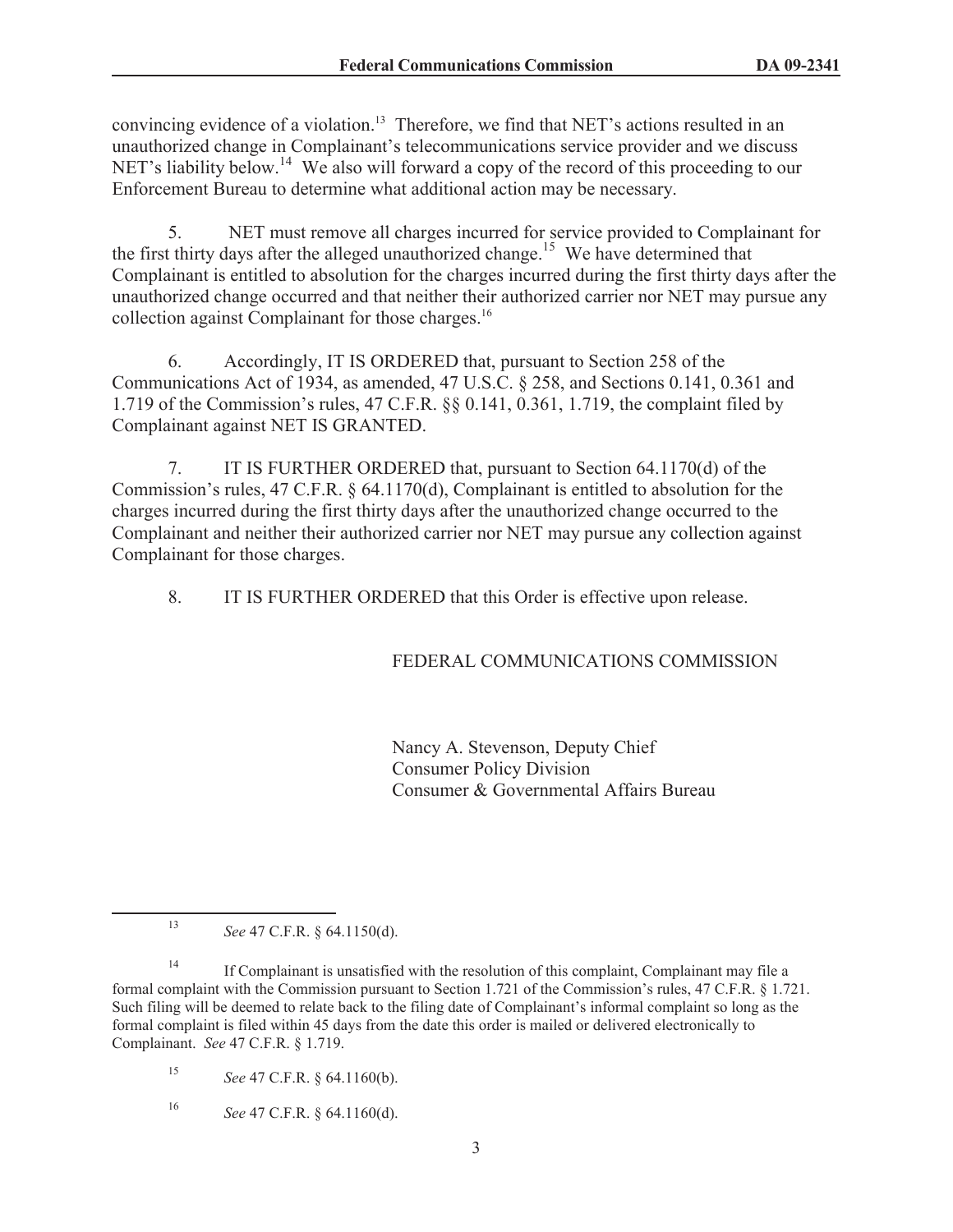convincing evidence of a violation.[13] Therefore, we find that NET's actions resulted in an unauthorized change in Complainant's telecommunications service provider and we discuss NET's liability below.[14] We also will forward a copy of the record of this proceeding to our Enforcement Bureau to determine what additional action may be necessary.

5. NET must remove all charges incurred for service provided to Complainant for the first thirty days after the alleged unauthorized change.[15] We have determined that Complainant is entitled to absolution for the charges incurred during the first thirty days after the unauthorized change occurred and that neither their authorized carrier nor NET may pursue any collection against Complainant for those charges.[16]

6. Accordingly, IT IS ORDERED that, pursuant to Section 258 of the Communications Act of 1934, as amended, 47 U.S.C. § 258, and Sections 0.141, 0.361 and 1.719 of the Commission's rules, 47 C.F.R. §§ 0.141, 0.361, 1.719, the complaint filed by Complainant against NET IS GRANTED.

7. IT IS FURTHER ORDERED that, pursuant to Section 64.1170(d) of the Commission's rules, 47 C.F.R. § 64.1170(d), Complainant is entitled to absolution for the charges incurred during the first thirty days after the unauthorized change occurred to the Complainant and neither their authorized carrier nor NET may pursue any collection against Complainant for those charges.

8. IT IS FURTHER ORDERED that this Order is effective upon release.

FEDERAL COMMUNICATIONS COMMISSION

Nancy A. Stevenson, Deputy Chief
Consumer Policy Division
Consumer & Governmental Affairs Bureau

---

[13] *See* 47 C.F.R. § 64.1150(d).

[14] If Complainant is unsatisfied with the resolution of this complaint, Complainant may file a formal complaint with the Commission pursuant to Section 1.721 of the Commission's rules, 47 C.F.R. § 1.721. Such filing will be deemed to relate back to the filing date of Complainant's informal complaint so long as the formal complaint is filed within 45 days from the date this order is mailed or delivered electronically to Complainant. *See* 47 C.F.R. § 1.719.

[15] *See* 47 C.F.R. § 64.1160(b).

[16] *See* 47 C.F.R. § 64.1160(d).